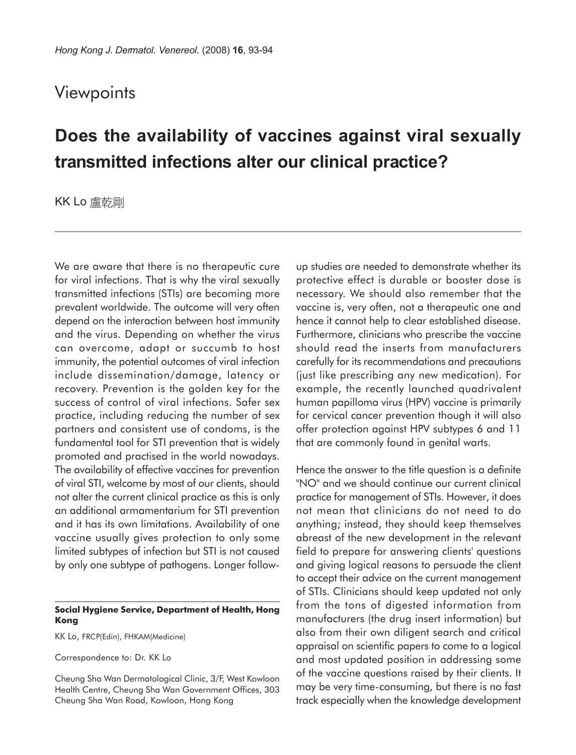## Viewpoints

# Does the availability of vaccines against viral sexually transmitted infections alter our clinical practice?

KK Lo 盧乾剛

We are aware that there is no therapeutic cure for viral infections. That is why the viral sexually transmitted infections (STIs) are becoming more prevalent worldwide. The outcome will very often depend on the interaction between host immunity and the virus. Depending on whether the virus can overcome, adapt or succumb to host immunity, the potential outcomes of viral infection include dissemination/damage, latency or recovery. Prevention is the golden key for the success of control of viral infections. Safer sex practice, including reducing the number of sex partners and consistent use of condoms, is the fundamental tool for STI prevention that is widely promoted and practised in the world nowadays. The availability of effective vaccines for prevention of viral STI, welcome by most of our clients, should not alter the current clinical practice as this is only an additional armamentarium for STI prevention and it has its own limitations. Availability of one vaccine usually gives protection to only some limited subtypes of infection but STI is not caused by only one subtype of pathogens. Longer follow-up studies are needed to demonstrate whether its protective effect is durable or booster dose is necessary. We should also remember that the vaccine is, very often, not a therapeutic one and hence it cannot help to clear established disease. Furthermore, clinicians who prescribe the vaccine should read the inserts from manufacturers carefully for its recommendations and precautions (just like prescribing any new medication). For example, the recently launched quadrivalent human papilloma virus (HPV) vaccine is primarily for cervical cancer prevention though it will also offer protection against HPV subtypes 6 and 11 that are commonly found in genital warts.

Hence the answer to the title question is a definite "NO" and we should continue our current clinical practice for management of STIs. However, it does not mean that clinicians do not need to do anything; instead, they should keep themselves abreast of the new development in the relevant field to prepare for answering clients' questions and giving logical reasons to persuade the client to accept their advice on the current management of STIs. Clinicians should keep updated not only from the tons of digested information from manufacturers (the drug insert information) but also from their own diligent search and critical appraisal on scientific papers to come to a logical and most updated position in addressing some of the vaccine questions raised by their clients. It may be very time-consuming, but there is no fast track especially when the knowledge development

**Social Hygiene Service, Department of Health, Hong Kong**

KK Lo, FRCP(Edin), FHKAM(Medicine)

Correspondence to: Dr. KK Lo

Cheung Sha Wan Dermatological Clinic, 3/F, West Kowloon Health Centre, Cheung Sha Wan Government Offices, 303 Cheung Sha Wan Road, Kowloon, Hong Kong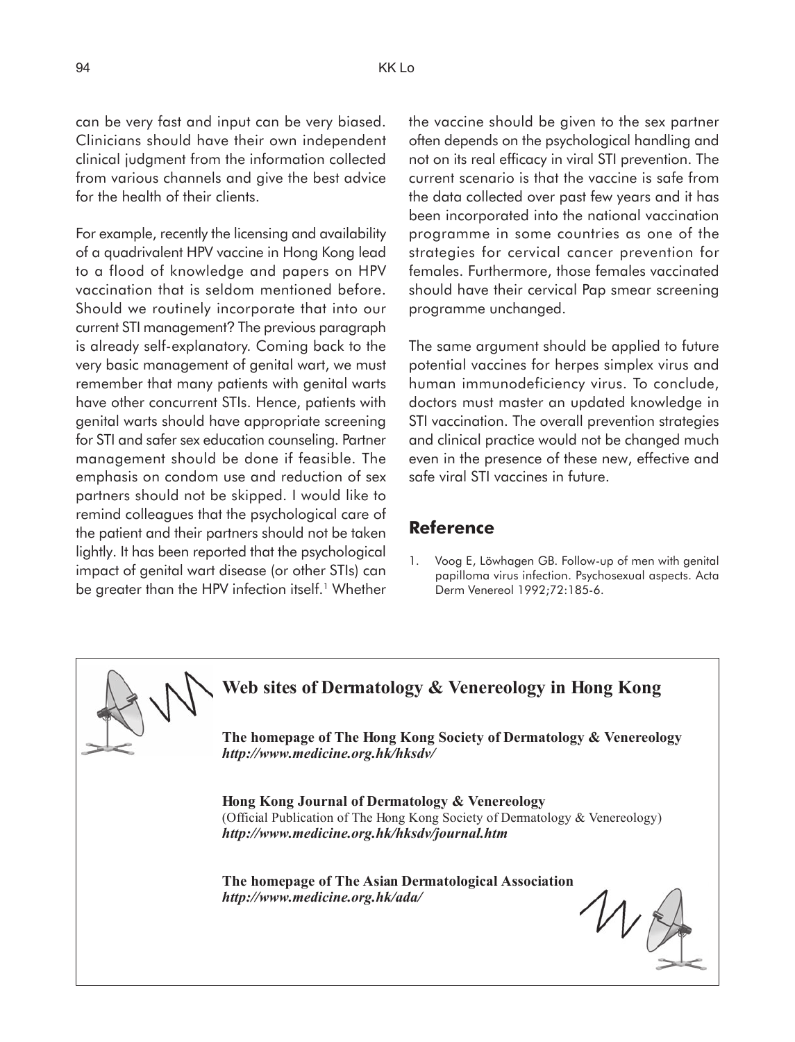can be very fast and input can be very biased. Clinicians should have their own independent clinical judgment from the information collected from various channels and give the best advice for the health of their clients.

For example, recently the licensing and availability of a quadrivalent HPV vaccine in Hong Kong lead to a flood of knowledge and papers on HPV vaccination that is seldom mentioned before. Should we routinely incorporate that into our current STI management? The previous paragraph is already self-explanatory. Coming back to the very basic management of genital wart, we must remember that many patients with genital warts have other concurrent STIs. Hence, patients with genital warts should have appropriate screening for STI and safer sex education counseling. Partner management should be done if feasible. The emphasis on condom use and reduction of sex partners should not be skipped. I would like to remind colleagues that the psychological care of the patient and their partners should not be taken lightly. It has been reported that the psychological impact of genital wart disease (or other STIs) can be greater than the HPV infection itself.[1] Whether the vaccine should be given to the sex partner often depends on the psychological handling and not on its real efficacy in viral STI prevention. The current scenario is that the vaccine is safe from the data collected over past few years and it has been incorporated into the national vaccination programme in some countries as one of the strategies for cervical cancer prevention for females. Furthermore, those females vaccinated should have their cervical Pap smear screening programme unchanged.

The same argument should be applied to future potential vaccines for herpes simplex virus and human immunodeficiency virus. To conclude, doctors must master an updated knowledge in STI vaccination. The overall prevention strategies and clinical practice would not be changed much even in the presence of these new, effective and safe viral STI vaccines in future.

## Reference

1. Voog E, Löwhagen GB. Follow-up of men with genital papilloma virus infection. Psychosexual aspects. Acta Derm Venereol 1992;72:185-6.

## Web sites of Dermatology & Venereology in Hong Kong

**The homepage of The Hong Kong Society of Dermatology & Venereology**
***http://www.medicine.org.hk/hksdv/***

**Hong Kong Journal of Dermatology & Venereology**
(Official Publication of The Hong Kong Society of Dermatology & Venereology)
***http://www.medicine.org.hk/hksdv/journal.htm***

**The homepage of The Asian Dermatological Association**
***http://www.medicine.org.hk/ada/***